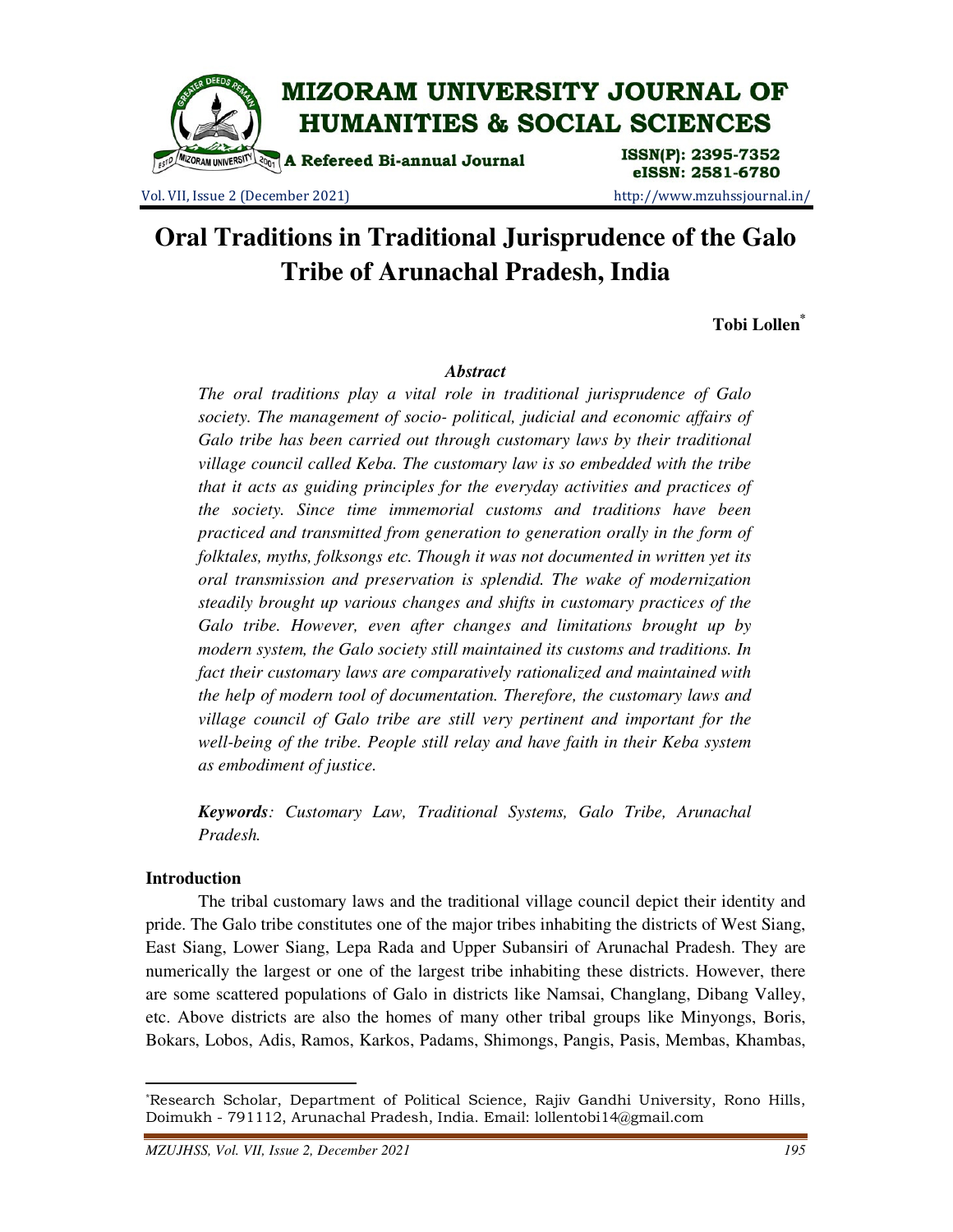# Oral Traditions in Traditional Jurisprudence of the Galo Tribe of Arunachal Pradesh, India

**Tobi Lollen[*]**

### *Abstract*

*The oral traditions play a vital role in traditional jurisprudence of Galo society. The management of socio- political, judicial and economic affairs of Galo tribe has been carried out through customary laws by their traditional village council called Keba. The customary law is so embedded with the tribe that it acts as guiding principles for the everyday activities and practices of the society. Since time immemorial customs and traditions have been practiced and transmitted from generation to generation orally in the form of folktales, myths, folksongs etc. Though it was not documented in written yet its oral transmission and preservation is splendid. The wake of modernization steadily brought up various changes and shifts in customary practices of the Galo tribe. However, even after changes and limitations brought up by modern system, the Galo society still maintained its customs and traditions. In fact their customary laws are comparatively rationalized and maintained with the help of modern tool of documentation. Therefore, the customary laws and village council of Galo tribe are still very pertinent and important for the well-being of the tribe. People still relay and have faith in their Keba system as embodiment of justice.*

***Keywords**: Customary Law, Traditional Systems, Galo Tribe, Arunachal Pradesh.*

## Introduction

The tribal customary laws and the traditional village council depict their identity and pride. The Galo tribe constitutes one of the major tribes inhabiting the districts of West Siang, East Siang, Lower Siang, Lepa Rada and Upper Subansiri of Arunachal Pradesh. They are numerically the largest or one of the largest tribe inhabiting these districts. However, there are some scattered populations of Galo in districts like Namsai, Changlang, Dibang Valley, etc. Above districts are also the homes of many other tribal groups like Minyongs, Boris, Bokars, Lobos, Adis, Ramos, Karkos, Padams, Shimongs, Pangis, Pasis, Membas, Khambas,

[*] Research Scholar, Department of Political Science, Rajiv Gandhi University, Rono Hills, Doimukh - 791112, Arunachal Pradesh, India. Email: lollentobi14@gmail.com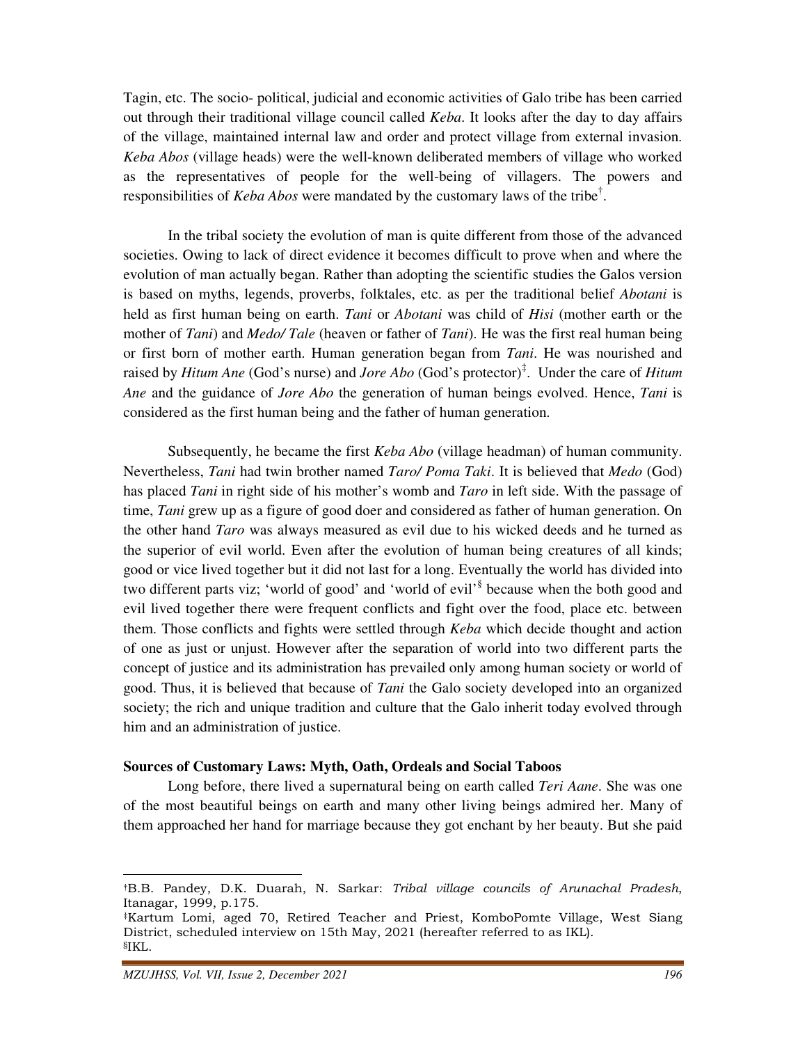Tagin, etc. The socio- political, judicial and economic activities of Galo tribe has been carried out through their traditional village council called *Keba*. It looks after the day to day affairs of the village, maintained internal law and order and protect village from external invasion. *Keba Abos* (village heads) were the well-known deliberated members of village who worked as the representatives of people for the well-being of villagers. The powers and responsibilities of *Keba Abos* were mandated by the customary laws of the tribe[†].

In the tribal society the evolution of man is quite different from those of the advanced societies. Owing to lack of direct evidence it becomes difficult to prove when and where the evolution of man actually began. Rather than adopting the scientific studies the Galos version is based on myths, legends, proverbs, folktales, etc. as per the traditional belief *Abotani* is held as first human being on earth. *Tani* or *Abotani* was child of *Hisi* (mother earth or the mother of *Tani*) and *Medo/ Tale* (heaven or father of *Tani*). He was the first real human being or first born of mother earth. Human generation began from *Tani*. He was nourished and raised by *Hitum Ane* (God's nurse) and *Jore Abo* (God's protector)[‡]. Under the care of *Hitum Ane* and the guidance of *Jore Abo* the generation of human beings evolved. Hence, *Tani* is considered as the first human being and the father of human generation.

Subsequently, he became the first *Keba Abo* (village headman) of human community. Nevertheless, *Tani* had twin brother named *Taro/ Poma Taki*. It is believed that *Medo* (God) has placed *Tani* in right side of his mother's womb and *Taro* in left side. With the passage of time, *Tani* grew up as a figure of good doer and considered as father of human generation. On the other hand *Taro* was always measured as evil due to his wicked deeds and he turned as the superior of evil world. Even after the evolution of human being creatures of all kinds; good or vice lived together but it did not last for a long. Eventually the world has divided into two different parts viz; 'world of good' and 'world of evil'[§] because when the both good and evil lived together there were frequent conflicts and fight over the food, place etc. between them. Those conflicts and fights were settled through *Keba* which decide thought and action of one as just or unjust. However after the separation of world into two different parts the concept of justice and its administration has prevailed only among human society or world of good. Thus, it is believed that because of *Tani* the Galo society developed into an organized society; the rich and unique tradition and culture that the Galo inherit today evolved through him and an administration of justice.

### Sources of Customary Laws: Myth, Oath, Ordeals and Social Taboos

Long before, there lived a supernatural being on earth called *Teri Aane*. She was one of the most beautiful beings on earth and many other living beings admired her. Many of them approached her hand for marriage because they got enchant by her beauty. But she paid

---

[†] B.B. Pandey, D.K. Duarah, N. Sarkar: *Tribal village councils of Arunachal Pradesh*, Itanagar, 1999, p.175.

[‡] Kartum Lomi, aged 70, Retired Teacher and Priest, KomboPomte Village, West Siang District, scheduled interview on 15th May, 2021 (hereafter referred to as IKL).

[§] IKL.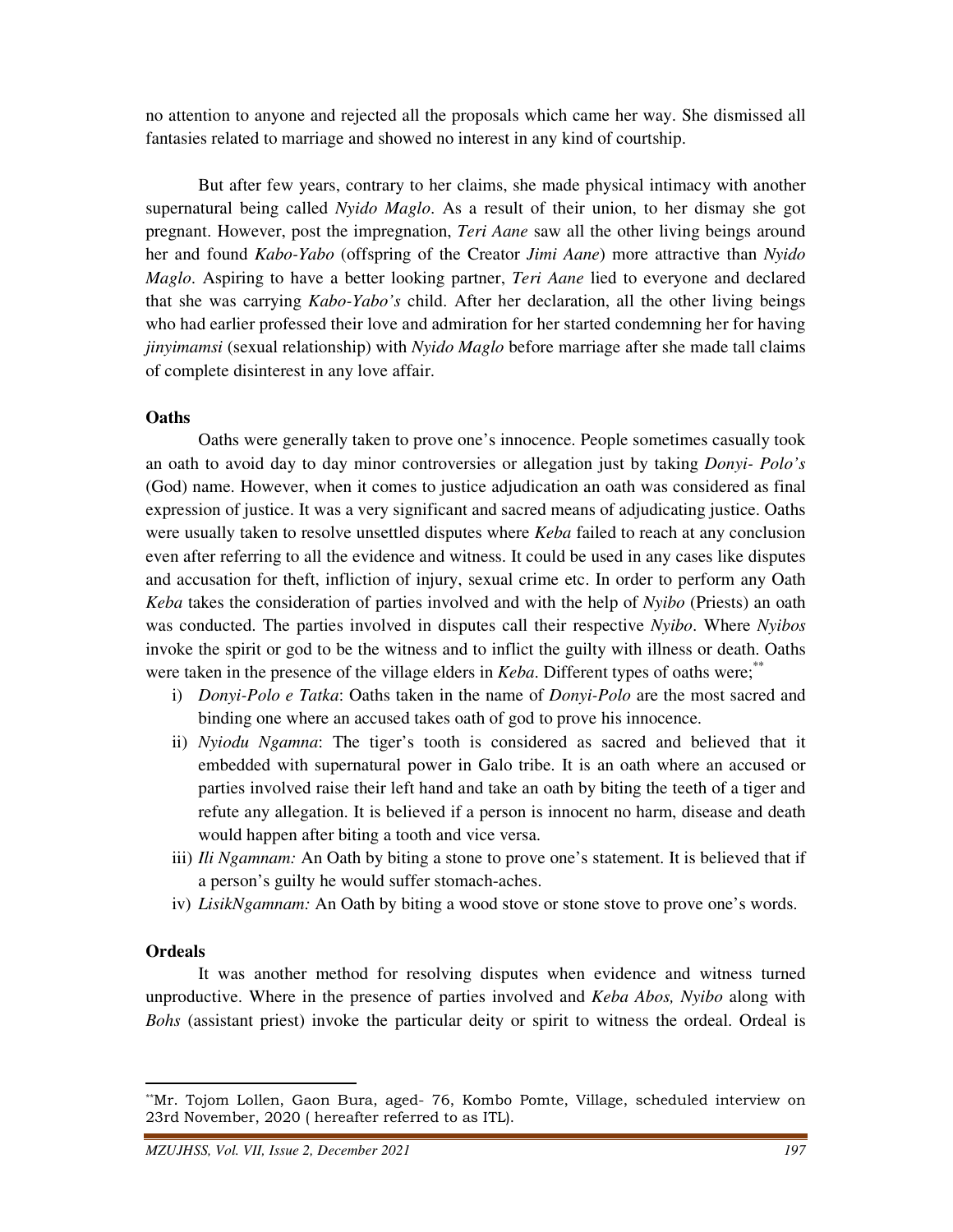no attention to anyone and rejected all the proposals which came her way. She dismissed all fantasies related to marriage and showed no interest in any kind of courtship.

But after few years, contrary to her claims, she made physical intimacy with another supernatural being called *Nyido Maglo*. As a result of their union, to her dismay she got pregnant. However, post the impregnation, *Teri Aane* saw all the other living beings around her and found *Kabo-Yabo* (offspring of the Creator *Jimi Aane*) more attractive than *Nyido Maglo*. Aspiring to have a better looking partner, *Teri Aane* lied to everyone and declared that she was carrying *Kabo-Yabo's* child. After her declaration, all the other living beings who had earlier professed their love and admiration for her started condemning her for having *jinyimamsi* (sexual relationship) with *Nyido Maglo* before marriage after she made tall claims of complete disinterest in any love affair.

**Oaths**

Oaths were generally taken to prove one's innocence. People sometimes casually took an oath to avoid day to day minor controversies or allegation just by taking *Donyi- Polo's* (God) name. However, when it comes to justice adjudication an oath was considered as final expression of justice. It was a very significant and sacred means of adjudicating justice. Oaths were usually taken to resolve unsettled disputes where *Keba* failed to reach at any conclusion even after referring to all the evidence and witness. It could be used in any cases like disputes and accusation for theft, infliction of injury, sexual crime etc. In order to perform any Oath *Keba* takes the consideration of parties involved and with the help of *Nyibo* (Priests) an oath was conducted. The parties involved in disputes call their respective *Nyibo*. Where *Nyibos* invoke the spirit or god to be the witness and to inflict the guilty with illness or death. Oaths were taken in the presence of the village elders in *Keba*. Different types of oaths were;[**]

i) *Donyi-Polo e Tatka*: Oaths taken in the name of *Donyi-Polo* are the most sacred and binding one where an accused takes oath of god to prove his innocence.
ii) *Nyiodu Ngamna*: The tiger's tooth is considered as sacred and believed that it embedded with supernatural power in Galo tribe. It is an oath where an accused or parties involved raise their left hand and take an oath by biting the teeth of a tiger and refute any allegation. It is believed if a person is innocent no harm, disease and death would happen after biting a tooth and vice versa.
iii) *Ili Ngamnam:* An Oath by biting a stone to prove one's statement. It is believed that if a person's guilty he would suffer stomach-aches.
iv) *LisikNgamnam:* An Oath by biting a wood stove or stone stove to prove one's words.

**Ordeals**

It was another method for resolving disputes when evidence and witness turned unproductive. Where in the presence of parties involved and *Keba Abos, Nyibo* along with *Bohs* (assistant priest) invoke the particular deity or spirit to witness the ordeal. Ordeal is

[**]Mr. Tojom Lollen, Gaon Bura, aged- 76, Kombo Pomte, Village, scheduled interview on 23rd November, 2020 ( hereafter referred to as ITL).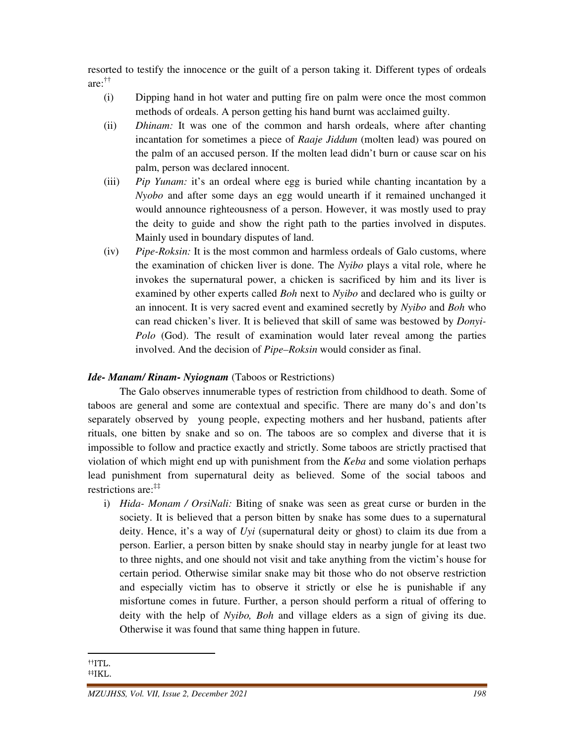resorted to testify the innocence or the guilt of a person taking it. Different types of ordeals are:[††]

(i) Dipping hand in hot water and putting fire on palm were once the most common methods of ordeals. A person getting his hand burnt was acclaimed guilty.

(ii) *Dhinam:* It was one of the common and harsh ordeals, where after chanting incantation for sometimes a piece of *Raaje Jiddum* (molten lead) was poured on the palm of an accused person. If the molten lead didn't burn or cause scar on his palm, person was declared innocent.

(iii) *Pip Yunam:* it's an ordeal where egg is buried while chanting incantation by a *Nyobo* and after some days an egg would unearth if it remained unchanged it would announce righteousness of a person. However, it was mostly used to pray the deity to guide and show the right path to the parties involved in disputes. Mainly used in boundary disputes of land.

(iv) *Pipe-Roksin:* It is the most common and harmless ordeals of Galo customs, where the examination of chicken liver is done. The *Nyibo* plays a vital role, where he invokes the supernatural power, a chicken is sacrificed by him and its liver is examined by other experts called *Boh* next to *Nyibo* and declared who is guilty or an innocent. It is very sacred event and examined secretly by *Nyibo* and *Boh* who can read chicken's liver. It is believed that skill of same was bestowed by *Donyi-Polo* (God). The result of examination would later reveal among the parties involved. And the decision of *Pipe–Roksin* would consider as final.

***Ide- Manam/ Rinam- Nyiognam*** (Taboos or Restrictions)

The Galo observes innumerable types of restriction from childhood to death. Some of taboos are general and some are contextual and specific. There are many do's and don'ts separately observed by young people, expecting mothers and her husband, patients after rituals, one bitten by snake and so on. The taboos are so complex and diverse that it is impossible to follow and practice exactly and strictly. Some taboos are strictly practised that violation of which might end up with punishment from the *Keba* and some violation perhaps lead punishment from supernatural deity as believed. Some of the social taboos and restrictions are:[‡‡]

i) *Hida- Monam / OrsiNali:* Biting of snake was seen as great curse or burden in the society. It is believed that a person bitten by snake has some dues to a supernatural deity. Hence, it's a way of *Uyi* (supernatural deity or ghost) to claim its due from a person. Earlier, a person bitten by snake should stay in nearby jungle for at least two to three nights, and one should not visit and take anything from the victim's house for certain period. Otherwise similar snake may bit those who do not observe restriction and especially victim has to observe it strictly or else he is punishable if any misfortune comes in future. Further, a person should perform a ritual of offering to deity with the help of *Nyibo, Boh* and village elders as a sign of giving its due. Otherwise it was found that same thing happen in future.

---

[††] ITL.
[‡‡] IKL.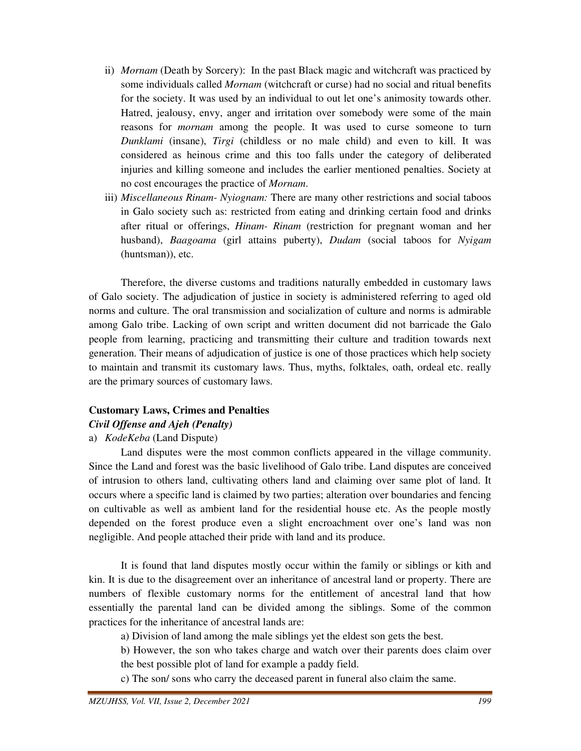ii) *Mornam* (Death by Sorcery): In the past Black magic and witchcraft was practiced by some individuals called *Mornam* (witchcraft or curse) had no social and ritual benefits for the society. It was used by an individual to out let one's animosity towards other. Hatred, jealousy, envy, anger and irritation over somebody were some of the main reasons for *mornam* among the people. It was used to curse someone to turn *Dunklami* (insane), *Tirgi* (childless or no male child) and even to kill. It was considered as heinous crime and this too falls under the category of deliberated injuries and killing someone and includes the earlier mentioned penalties. Society at no cost encourages the practice of *Mornam*.

iii) *Miscellaneous Rinam- Nyiognam:* There are many other restrictions and social taboos in Galo society such as: restricted from eating and drinking certain food and drinks after ritual or offerings, *Hinam- Rinam* (restriction for pregnant woman and her husband), *Baagoama* (girl attains puberty), *Dudam* (social taboos for *Nyigam* (huntsman)), etc.

Therefore, the diverse customs and traditions naturally embedded in customary laws of Galo society. The adjudication of justice in society is administered referring to aged old norms and culture. The oral transmission and socialization of culture and norms is admirable among Galo tribe. Lacking of own script and written document did not barricade the Galo people from learning, practicing and transmitting their culture and tradition towards next generation. Their means of adjudication of justice is one of those practices which help society to maintain and transmit its customary laws. Thus, myths, folktales, oath, ordeal etc. really are the primary sources of customary laws.

**Customary Laws, Crimes and Penalties**

***Civil Offense and Ajeh (Penalty)***

a) *KodeKeba* (Land Dispute)

Land disputes were the most common conflicts appeared in the village community. Since the Land and forest was the basic livelihood of Galo tribe. Land disputes are conceived of intrusion to others land, cultivating others land and claiming over same plot of land. It occurs where a specific land is claimed by two parties; alteration over boundaries and fencing on cultivable as well as ambient land for the residential house etc. As the people mostly depended on the forest produce even a slight encroachment over one's land was non negligible. And people attached their pride with land and its produce.

It is found that land disputes mostly occur within the family or siblings or kith and kin. It is due to the disagreement over an inheritance of ancestral land or property. There are numbers of flexible customary norms for the entitlement of ancestral land that how essentially the parental land can be divided among the siblings. Some of the common practices for the inheritance of ancestral lands are:

a) Division of land among the male siblings yet the eldest son gets the best.

b) However, the son who takes charge and watch over their parents does claim over the best possible plot of land for example a paddy field.

c) The son/ sons who carry the deceased parent in funeral also claim the same.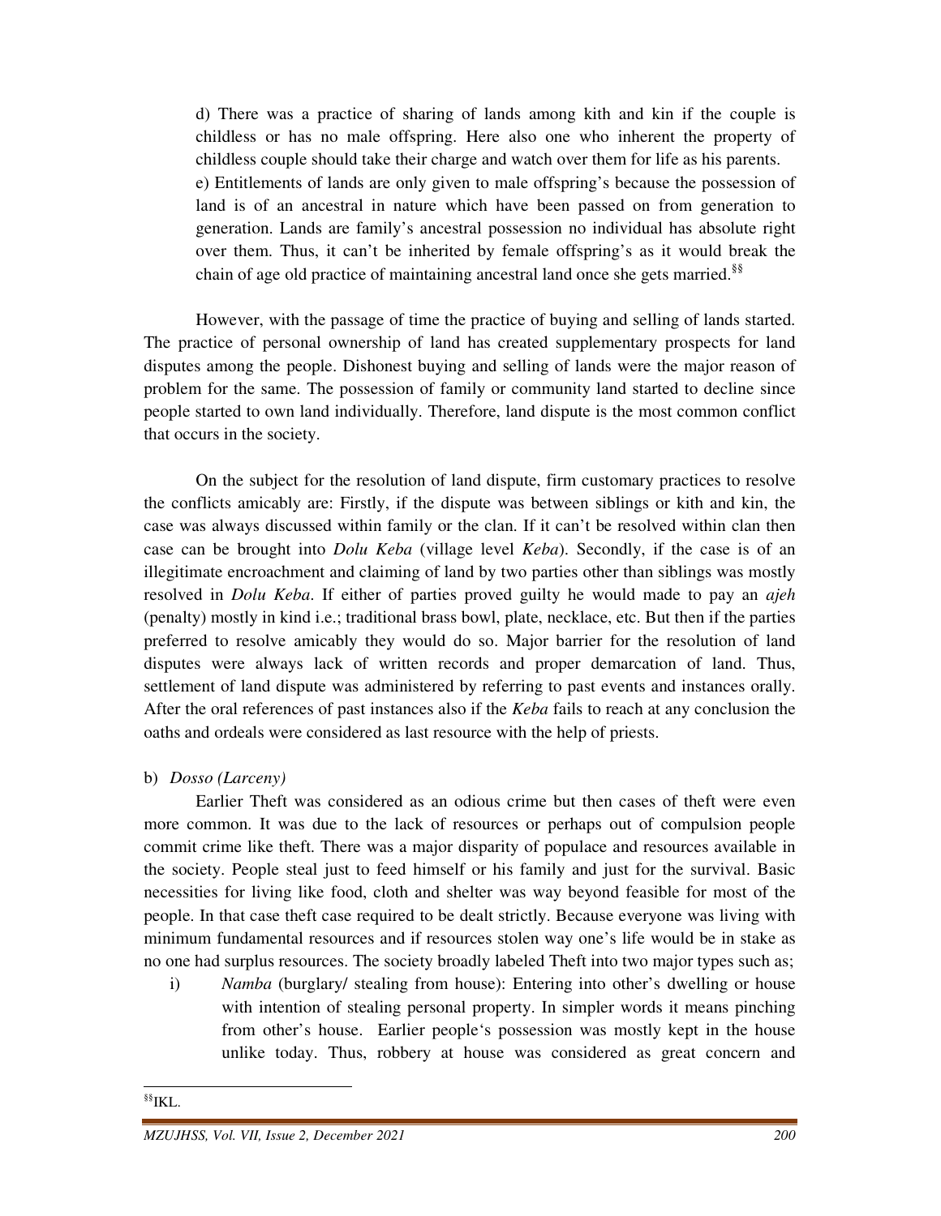d) There was a practice of sharing of lands among kith and kin if the couple is childless or has no male offspring. Here also one who inherent the property of childless couple should take their charge and watch over them for life as his parents.

e) Entitlements of lands are only given to male offspring's because the possession of land is of an ancestral in nature which have been passed on from generation to generation. Lands are family's ancestral possession no individual has absolute right over them. Thus, it can't be inherited by female offspring's as it would break the chain of age old practice of maintaining ancestral land once she gets married.[§§]

However, with the passage of time the practice of buying and selling of lands started. The practice of personal ownership of land has created supplementary prospects for land disputes among the people. Dishonest buying and selling of lands were the major reason of problem for the same. The possession of family or community land started to decline since people started to own land individually. Therefore, land dispute is the most common conflict that occurs in the society.

On the subject for the resolution of land dispute, firm customary practices to resolve the conflicts amicably are: Firstly, if the dispute was between siblings or kith and kin, the case was always discussed within family or the clan. If it can't be resolved within clan then case can be brought into *Dolu Keba* (village level *Keba*). Secondly, if the case is of an illegitimate encroachment and claiming of land by two parties other than siblings was mostly resolved in *Dolu Keba*. If either of parties proved guilty he would made to pay an *ajeh* (penalty) mostly in kind i.e.; traditional brass bowl, plate, necklace, etc. But then if the parties preferred to resolve amicably they would do so. Major barrier for the resolution of land disputes were always lack of written records and proper demarcation of land. Thus, settlement of land dispute was administered by referring to past events and instances orally. After the oral references of past instances also if the *Keba* fails to reach at any conclusion the oaths and ordeals were considered as last resource with the help of priests.

b) *Dosso (Larceny)*

Earlier Theft was considered as an odious crime but then cases of theft were even more common. It was due to the lack of resources or perhaps out of compulsion people commit crime like theft. There was a major disparity of populace and resources available in the society. People steal just to feed himself or his family and just for the survival. Basic necessities for living like food, cloth and shelter was way beyond feasible for most of the people. In that case theft case required to be dealt strictly. Because everyone was living with minimum fundamental resources and if resources stolen way one's life would be in stake as no one had surplus resources. The society broadly labeled Theft into two major types such as;

i) *Namba* (burglary/ stealing from house): Entering into other's dwelling or house with intention of stealing personal property. In simpler words it means pinching from other's house. Earlier people's possession was mostly kept in the house unlike today. Thus, robbery at house was considered as great concern and

---

[§§] IKL.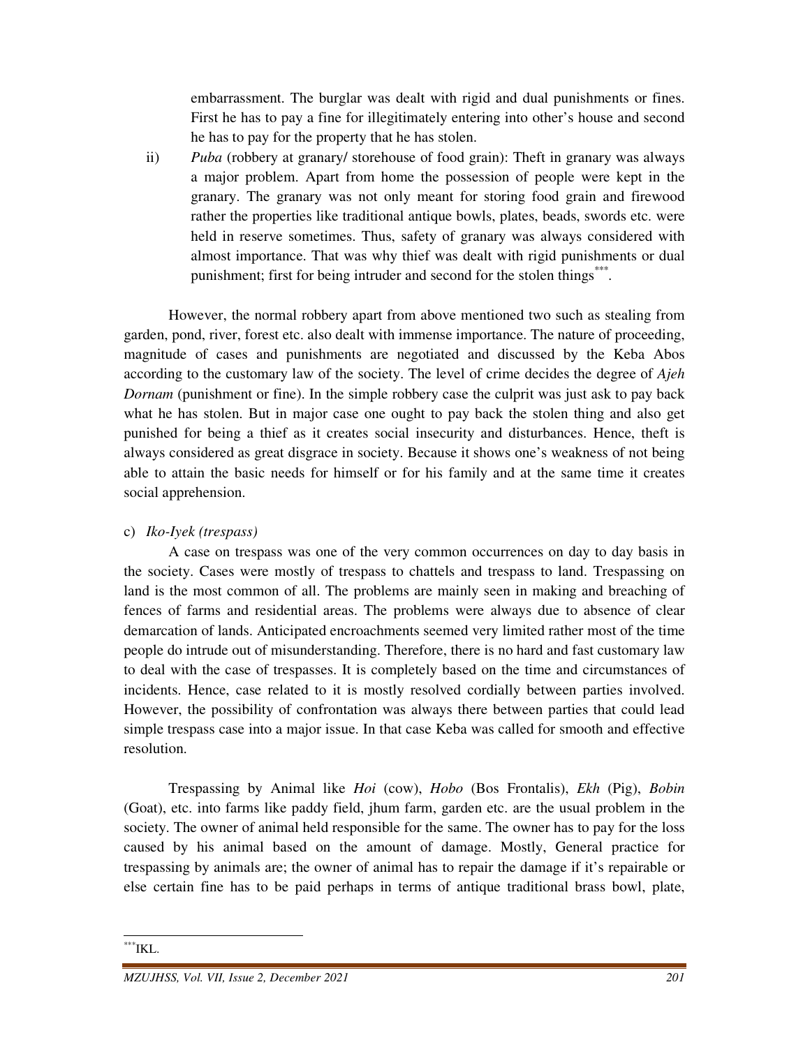embarrassment. The burglar was dealt with rigid and dual punishments or fines. First he has to pay a fine for illegitimately entering into other's house and second he has to pay for the property that he has stolen.

ii) *Puba* (robbery at granary/ storehouse of food grain): Theft in granary was always a major problem. Apart from home the possession of people were kept in the granary. The granary was not only meant for storing food grain and firewood rather the properties like traditional antique bowls, plates, beads, swords etc. were held in reserve sometimes. Thus, safety of granary was always considered with almost importance. That was why thief was dealt with rigid punishments or dual punishment; first for being intruder and second for the stolen things[***].

However, the normal robbery apart from above mentioned two such as stealing from garden, pond, river, forest etc. also dealt with immense importance. The nature of proceeding, magnitude of cases and punishments are negotiated and discussed by the Keba Abos according to the customary law of the society. The level of crime decides the degree of *Ajeh Dornam* (punishment or fine). In the simple robbery case the culprit was just ask to pay back what he has stolen. But in major case one ought to pay back the stolen thing and also get punished for being a thief as it creates social insecurity and disturbances. Hence, theft is always considered as great disgrace in society. Because it shows one's weakness of not being able to attain the basic needs for himself or for his family and at the same time it creates social apprehension.

c) *Iko-Iyek (trespass)*

A case on trespass was one of the very common occurrences on day to day basis in the society. Cases were mostly of trespass to chattels and trespass to land. Trespassing on land is the most common of all. The problems are mainly seen in making and breaching of fences of farms and residential areas. The problems were always due to absence of clear demarcation of lands. Anticipated encroachments seemed very limited rather most of the time people do intrude out of misunderstanding. Therefore, there is no hard and fast customary law to deal with the case of trespasses. It is completely based on the time and circumstances of incidents. Hence, case related to it is mostly resolved cordially between parties involved. However, the possibility of confrontation was always there between parties that could lead simple trespass case into a major issue. In that case Keba was called for smooth and effective resolution.

Trespassing by Animal like *Hoi* (cow), *Hobo* (Bos Frontalis), *Ekh* (Pig), *Bobin* (Goat), etc. into farms like paddy field, jhum farm, garden etc. are the usual problem in the society. The owner of animal held responsible for the same. The owner has to pay for the loss caused by his animal based on the amount of damage. Mostly, General practice for trespassing by animals are; the owner of animal has to repair the damage if it's repairable or else certain fine has to be paid perhaps in terms of antique traditional brass bowl, plate,

---

[***] IKL.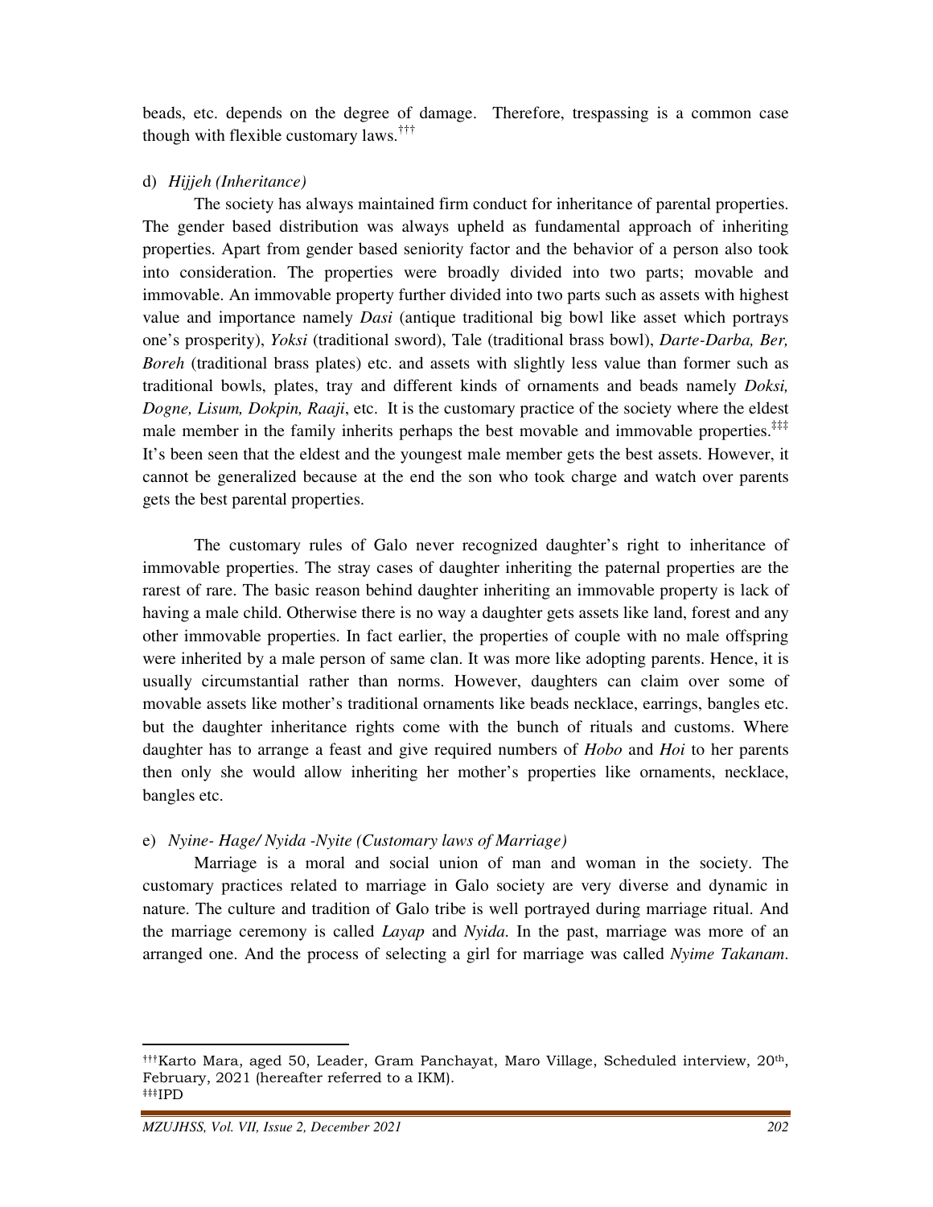beads, etc. depends on the degree of damage. Therefore, trespassing is a common case though with flexible customary laws.[†††]

d) *Hijjeh (Inheritance)*

The society has always maintained firm conduct for inheritance of parental properties. The gender based distribution was always upheld as fundamental approach of inheriting properties. Apart from gender based seniority factor and the behavior of a person also took into consideration. The properties were broadly divided into two parts; movable and immovable. An immovable property further divided into two parts such as assets with highest value and importance namely *Dasi* (antique traditional big bowl like asset which portrays one's prosperity), *Yoksi* (traditional sword), Tale (traditional brass bowl), *Darte-Darba, Ber, Boreh* (traditional brass plates) etc. and assets with slightly less value than former such as traditional bowls, plates, tray and different kinds of ornaments and beads namely *Doksi, Dogne, Lisum, Dokpin, Raaji*, etc. It is the customary practice of the society where the eldest male member in the family inherits perhaps the best movable and immovable properties.[‡‡‡] It's been seen that the eldest and the youngest male member gets the best assets. However, it cannot be generalized because at the end the son who took charge and watch over parents gets the best parental properties.

The customary rules of Galo never recognized daughter's right to inheritance of immovable properties. The stray cases of daughter inheriting the paternal properties are the rarest of rare. The basic reason behind daughter inheriting an immovable property is lack of having a male child. Otherwise there is no way a daughter gets assets like land, forest and any other immovable properties. In fact earlier, the properties of couple with no male offspring were inherited by a male person of same clan. It was more like adopting parents. Hence, it is usually circumstantial rather than norms. However, daughters can claim over some of movable assets like mother's traditional ornaments like beads necklace, earrings, bangles etc. but the daughter inheritance rights come with the bunch of rituals and customs. Where daughter has to arrange a feast and give required numbers of *Hobo* and *Hoi* to her parents then only she would allow inheriting her mother's properties like ornaments, necklace, bangles etc.

e) *Nyine- Hage/ Nyida -Nyite (Customary laws of Marriage)*

Marriage is a moral and social union of man and woman in the society. The customary practices related to marriage in Galo society are very diverse and dynamic in nature. The culture and tradition of Galo tribe is well portrayed during marriage ritual. And the marriage ceremony is called *Layap* and *Nyida*. In the past, marriage was more of an arranged one. And the process of selecting a girl for marriage was called *Nyime Takanam*.

---

[†††] Karto Mara, aged 50, Leader, Gram Panchayat, Maro Village, Scheduled interview, 20th, February, 2021 (hereafter referred to a IKM).

[‡‡‡] IPD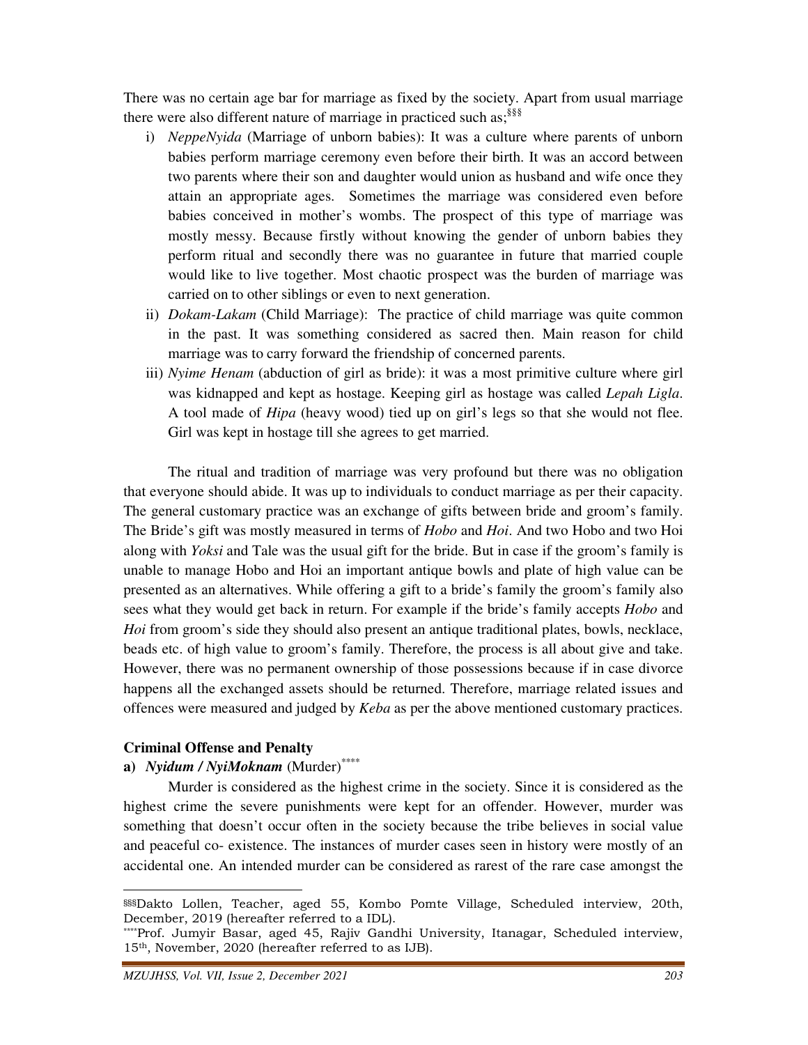There was no certain age bar for marriage as fixed by the society. Apart from usual marriage there were also different nature of marriage in practiced such as;[§§§]

i) *NeppeNyida* (Marriage of unborn babies): It was a culture where parents of unborn babies perform marriage ceremony even before their birth. It was an accord between two parents where their son and daughter would union as husband and wife once they attain an appropriate ages. Sometimes the marriage was considered even before babies conceived in mother's wombs. The prospect of this type of marriage was mostly messy. Because firstly without knowing the gender of unborn babies they perform ritual and secondly there was no guarantee in future that married couple would like to live together. Most chaotic prospect was the burden of marriage was carried on to other siblings or even to next generation.
ii) *Dokam-Lakam* (Child Marriage): The practice of child marriage was quite common in the past. It was something considered as sacred then. Main reason for child marriage was to carry forward the friendship of concerned parents.
iii) *Nyime Henam* (abduction of girl as bride): it was a most primitive culture where girl was kidnapped and kept as hostage. Keeping girl as hostage was called *Lepah Ligla*. A tool made of *Hipa* (heavy wood) tied up on girl's legs so that she would not flee. Girl was kept in hostage till she agrees to get married.

The ritual and tradition of marriage was very profound but there was no obligation that everyone should abide. It was up to individuals to conduct marriage as per their capacity. The general customary practice was an exchange of gifts between bride and groom's family. The Bride's gift was mostly measured in terms of *Hobo* and *Hoi*. And two Hobo and two Hoi along with *Yoksi* and Tale was the usual gift for the bride. But in case if the groom's family is unable to manage Hobo and Hoi an important antique bowls and plate of high value can be presented as an alternatives. While offering a gift to a bride's family the groom's family also sees what they would get back in return. For example if the bride's family accepts *Hobo* and *Hoi* from groom's side they should also present an antique traditional plates, bowls, necklace, beads etc. of high value to groom's family. Therefore, the process is all about give and take. However, there was no permanent ownership of those possessions because if in case divorce happens all the exchanged assets should be returned. Therefore, marriage related issues and offences were measured and judged by *Keba* as per the above mentioned customary practices.

### Criminal Offense and Penalty

**a) *Nyidum / NyiMoknam*** (Murder)[****]

Murder is considered as the highest crime in the society. Since it is considered as the highest crime the severe punishments were kept for an offender. However, murder was something that doesn't occur often in the society because the tribe believes in social value and peaceful co- existence. The instances of murder cases seen in history were mostly of an accidental one. An intended murder can be considered as rarest of the rare case amongst the

---

[§§§] Dakto Lollen, Teacher, aged 55, Kombo Pomte Village, Scheduled interview, 20th, December, 2019 (hereafter referred to a IDL).

[****] Prof. Jumyir Basar, aged 45, Rajiv Gandhi University, Itanagar, Scheduled interview, 15th, November, 2020 (hereafter referred to as IJB).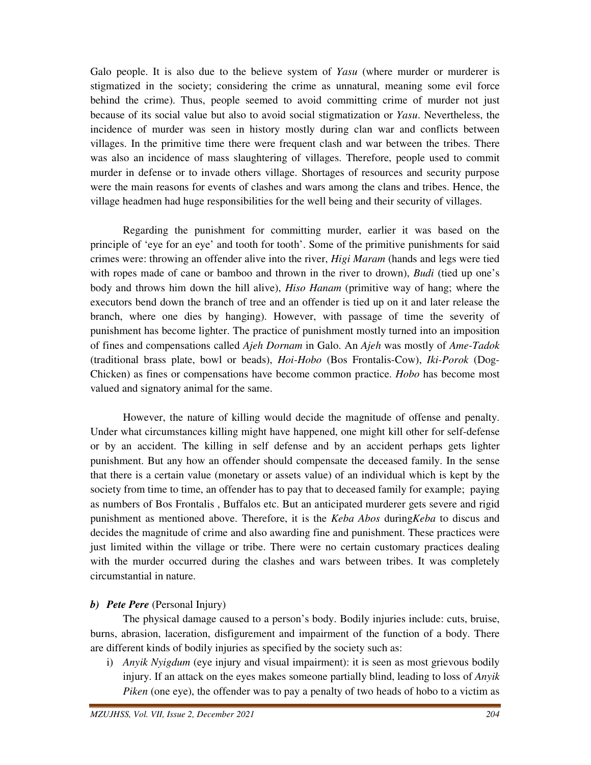Galo people. It is also due to the believe system of *Yasu* (where murder or murderer is stigmatized in the society; considering the crime as unnatural, meaning some evil force behind the crime). Thus, people seemed to avoid committing crime of murder not just because of its social value but also to avoid social stigmatization or *Yasu*. Nevertheless, the incidence of murder was seen in history mostly during clan war and conflicts between villages. In the primitive time there were frequent clash and war between the tribes. There was also an incidence of mass slaughtering of villages. Therefore, people used to commit murder in defense or to invade others village. Shortages of resources and security purpose were the main reasons for events of clashes and wars among the clans and tribes. Hence, the village headmen had huge responsibilities for the well being and their security of villages.

Regarding the punishment for committing murder, earlier it was based on the principle of 'eye for an eye' and tooth for tooth'. Some of the primitive punishments for said crimes were: throwing an offender alive into the river, *Higi Maram* (hands and legs were tied with ropes made of cane or bamboo and thrown in the river to drown), *Budi* (tied up one's body and throws him down the hill alive), *Hiso Hanam* (primitive way of hang; where the executors bend down the branch of tree and an offender is tied up on it and later release the branch, where one dies by hanging). However, with passage of time the severity of punishment has become lighter. The practice of punishment mostly turned into an imposition of fines and compensations called *Ajeh Dornam* in Galo. An *Ajeh* was mostly of *Ame-Tadok* (traditional brass plate, bowl or beads), *Hoi-Hobo* (Bos Frontalis-Cow), *Iki-Porok* (Dog-Chicken) as fines or compensations have become common practice. *Hobo* has become most valued and signatory animal for the same.

However, the nature of killing would decide the magnitude of offense and penalty. Under what circumstances killing might have happened, one might kill other for self-defense or by an accident. The killing in self defense and by an accident perhaps gets lighter punishment. But any how an offender should compensate the deceased family. In the sense that there is a certain value (monetary or assets value) of an individual which is kept by the society from time to time, an offender has to pay that to deceased family for example; paying as numbers of Bos Frontalis , Buffalos etc. But an anticipated murderer gets severe and rigid punishment as mentioned above. Therefore, it is the *Keba Abos* during*Keba* to discus and decides the magnitude of crime and also awarding fine and punishment. These practices were just limited within the village or tribe. There were no certain customary practices dealing with the murder occurred during the clashes and wars between tribes. It was completely circumstantial in nature.

### b) *Pete Pere* (Personal Injury)

The physical damage caused to a person's body. Bodily injuries include: cuts, bruise, burns, abrasion, laceration, disfigurement and impairment of the function of a body. There are different kinds of bodily injuries as specified by the society such as:

i) *Anyik Nyigdum* (eye injury and visual impairment): it is seen as most grievous bodily injury. If an attack on the eyes makes someone partially blind, leading to loss of *Anyik Piken* (one eye), the offender was to pay a penalty of two heads of hobo to a victim as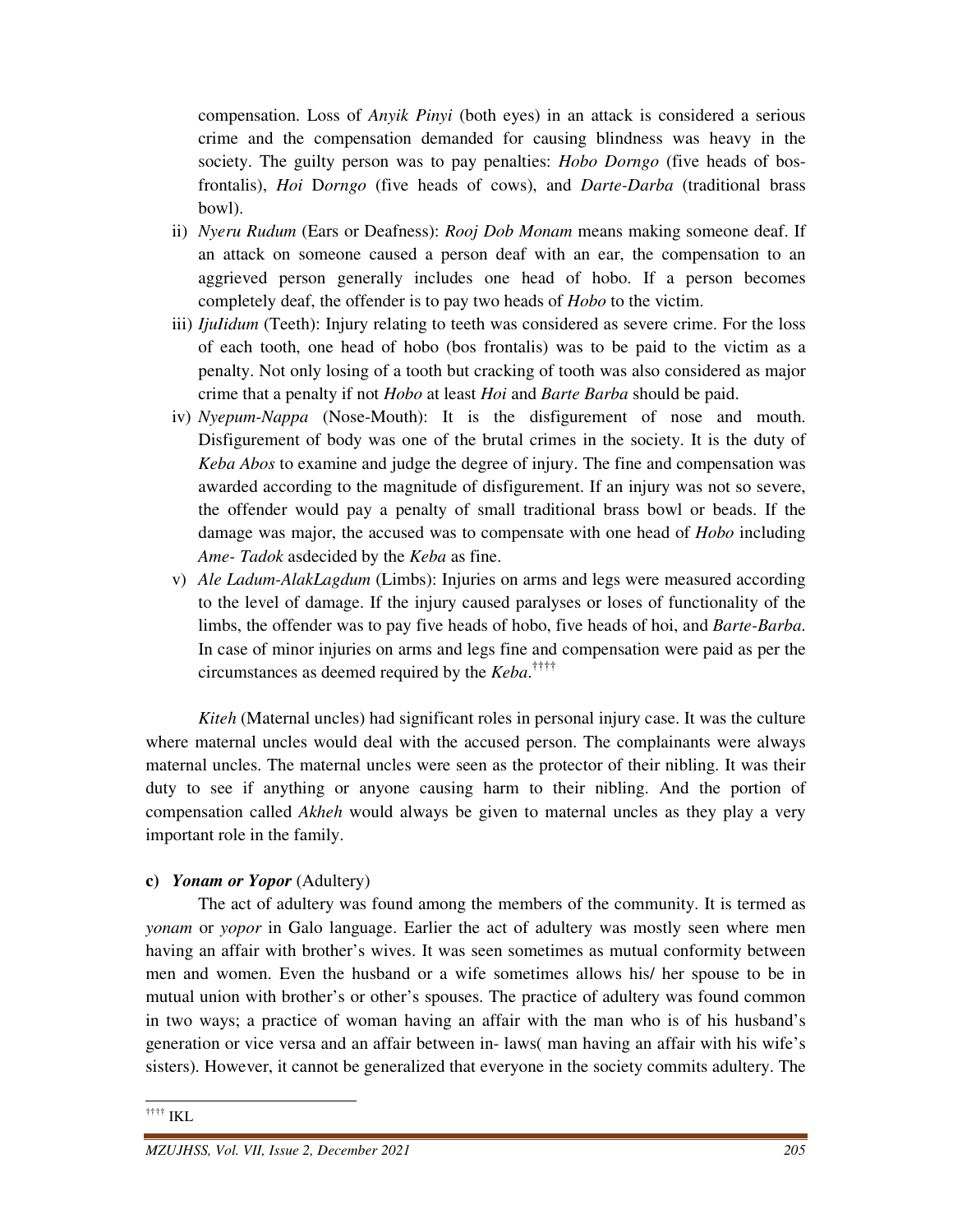compensation. Loss of *Anyik Pinyi* (both eyes) in an attack is considered a serious crime and the compensation demanded for causing blindness was heavy in the society. The guilty person was to pay penalties: *Hobo Dorngo* (five heads of bos-frontalis), *Hoi* D*orngo* (five heads of cows), and *Darte-Darba* (traditional brass bowl).

ii) *Nyeru Rudum* (Ears or Deafness): *Rooj Dob Monam* means making someone deaf. If an attack on someone caused a person deaf with an ear, the compensation to an aggrieved person generally includes one head of hobo. If a person becomes completely deaf, the offender is to pay two heads of *Hobo* to the victim.

iii) *IjuIidum* (Teeth): Injury relating to teeth was considered as severe crime. For the loss of each tooth, one head of hobo (bos frontalis) was to be paid to the victim as a penalty. Not only losing of a tooth but cracking of tooth was also considered as major crime that a penalty if not *Hobo* at least *Hoi* and *Barte Barba* should be paid.

iv) *Nyepum-Nappa* (Nose-Mouth): It is the disfigurement of nose and mouth. Disfigurement of body was one of the brutal crimes in the society. It is the duty of *Keba Abos* to examine and judge the degree of injury. The fine and compensation was awarded according to the magnitude of disfigurement. If an injury was not so severe, the offender would pay a penalty of small traditional brass bowl or beads. If the damage was major, the accused was to compensate with one head of *Hobo* including *Ame- Tadok* asdecided by the *Keba* as fine.

v) *Ale Ladum-AlakLagdum* (Limbs): Injuries on arms and legs were measured according to the level of damage. If the injury caused paralyses or loses of functionality of the limbs, the offender was to pay five heads of hobo, five heads of hoi, and *Barte-Barba*. In case of minor injuries on arms and legs fine and compensation were paid as per the circumstances as deemed required by the *Keba*.[††††]

*Kiteh* (Maternal uncles) had significant roles in personal injury case. It was the culture where maternal uncles would deal with the accused person. The complainants were always maternal uncles. The maternal uncles were seen as the protector of their nibling. It was their duty to see if anything or anyone causing harm to their nibling. And the portion of compensation called *Akheh* would always be given to maternal uncles as they play a very important role in the family.

**c) *Yonam or Yopor*** (Adultery)

The act of adultery was found among the members of the community. It is termed as *yonam* or *yopor* in Galo language. Earlier the act of adultery was mostly seen where men having an affair with brother's wives. It was seen sometimes as mutual conformity between men and women. Even the husband or a wife sometimes allows his/ her spouse to be in mutual union with brother's or other's spouses. The practice of adultery was found common in two ways; a practice of woman having an affair with the man who is of his husband's generation or vice versa and an affair between in- laws( man having an affair with his wife's sisters). However, it cannot be generalized that everyone in the society commits adultery. The

[††††] IKL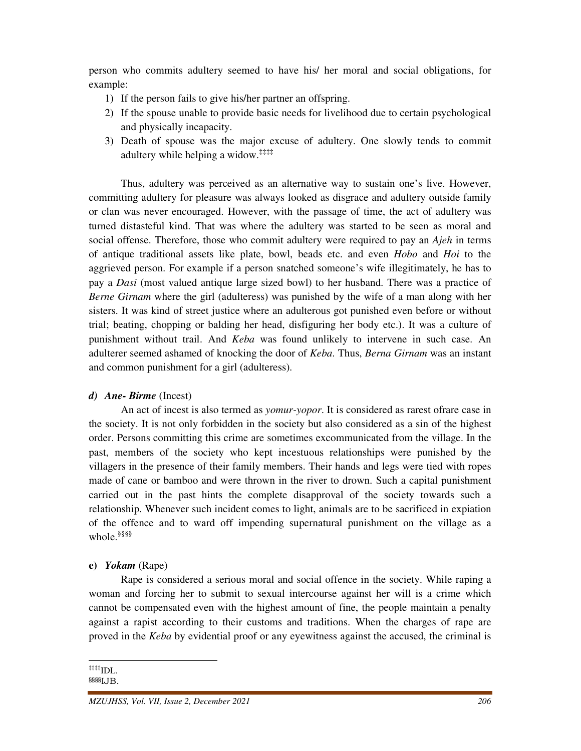person who commits adultery seemed to have his/ her moral and social obligations, for example:

1) If the person fails to give his/her partner an offspring.
2) If the spouse unable to provide basic needs for livelihood due to certain psychological and physically incapacity.
3) Death of spouse was the major excuse of adultery. One slowly tends to commit adultery while helping a widow.[‡‡‡‡]

Thus, adultery was perceived as an alternative way to sustain one's live. However, committing adultery for pleasure was always looked as disgrace and adultery outside family or clan was never encouraged. However, with the passage of time, the act of adultery was turned distasteful kind. That was where the adultery was started to be seen as moral and social offense. Therefore, those who commit adultery were required to pay an *Ajeh* in terms of antique traditional assets like plate, bowl, beads etc. and even *Hobo* and *Hoi* to the aggrieved person. For example if a person snatched someone's wife illegitimately, he has to pay a *Dasi* (most valued antique large sized bowl) to her husband. There was a practice of *Berne Girnam* where the girl (adulteress) was punished by the wife of a man along with her sisters. It was kind of street justice where an adulterous got punished even before or without trial; beating, chopping or balding her head, disfiguring her body etc.). It was a culture of punishment without trail. And *Keba* was found unlikely to intervene in such case. An adulterer seemed ashamed of knocking the door of *Keba*. Thus, *Berna Girnam* was an instant and common punishment for a girl (adulteress).

### *d) Ane- Birme* (Incest)

An act of incest is also termed as *yomur-yopor*. It is considered as rarest ofrare case in the society. It is not only forbidden in the society but also considered as a sin of the highest order. Persons committing this crime are sometimes excommunicated from the village. In the past, members of the society who kept incestuous relationships were punished by the villagers in the presence of their family members. Their hands and legs were tied with ropes made of cane or bamboo and were thrown in the river to drown. Such a capital punishment carried out in the past hints the complete disapproval of the society towards such a relationship. Whenever such incident comes to light, animals are to be sacrificed in expiation of the offence and to ward off impending supernatural punishment on the village as a whole.[§§§§]

### **e)** ***Yokam*** (Rape)

Rape is considered a serious moral and social offence in the society. While raping a woman and forcing her to submit to sexual intercourse against her will is a crime which cannot be compensated even with the highest amount of fine, the people maintain a penalty against a rapist according to their customs and traditions. When the charges of rape are proved in the *Keba* by evidential proof or any eyewitness against the accused, the criminal is

---

[‡‡‡‡]IDL.

[§§§§]IJB.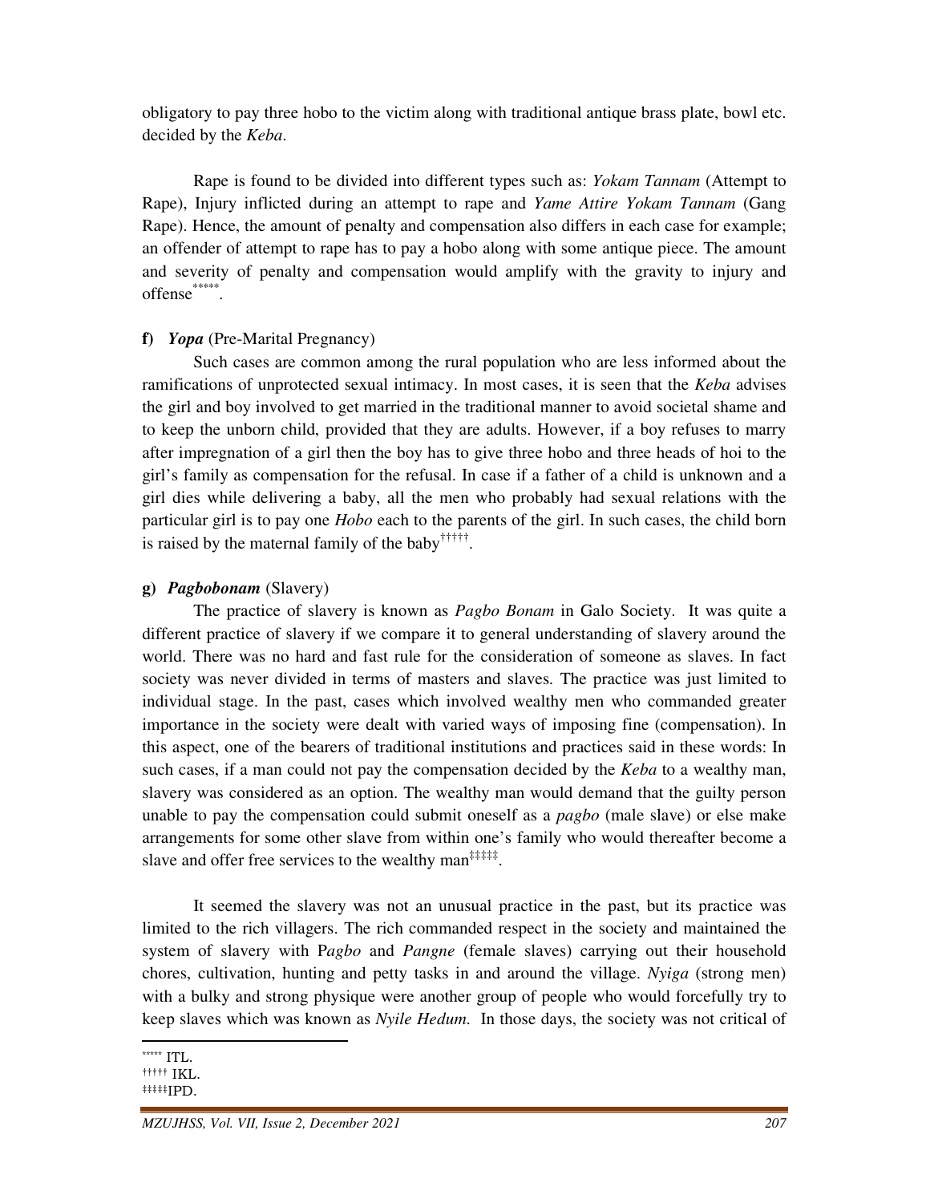obligatory to pay three hobo to the victim along with traditional antique brass plate, bowl etc. decided by the *Keba*.

Rape is found to be divided into different types such as: *Yokam Tannam* (Attempt to Rape), Injury inflicted during an attempt to rape and *Yame Attire Yokam Tannam* (Gang Rape). Hence, the amount of penalty and compensation also differs in each case for example; an offender of attempt to rape has to pay a hobo along with some antique piece. The amount and severity of penalty and compensation would amplify with the gravity to injury and offense[*****].

**f)** ***Yopa*** (Pre-Marital Pregnancy)

Such cases are common among the rural population who are less informed about the ramifications of unprotected sexual intimacy. In most cases, it is seen that the *Keba* advises the girl and boy involved to get married in the traditional manner to avoid societal shame and to keep the unborn child, provided that they are adults. However, if a boy refuses to marry after impregnation of a girl then the boy has to give three hobo and three heads of hoi to the girl's family as compensation for the refusal. In case if a father of a child is unknown and a girl dies while delivering a baby, all the men who probably had sexual relations with the particular girl is to pay one *Hobo* each to the parents of the girl. In such cases, the child born is raised by the maternal family of the baby[†††††].

**g)** ***Pagbobonam*** (Slavery)

The practice of slavery is known as *Pagbo Bonam* in Galo Society. It was quite a different practice of slavery if we compare it to general understanding of slavery around the world. There was no hard and fast rule for the consideration of someone as slaves. In fact society was never divided in terms of masters and slaves. The practice was just limited to individual stage. In the past, cases which involved wealthy men who commanded greater importance in the society were dealt with varied ways of imposing fine (compensation). In this aspect, one of the bearers of traditional institutions and practices said in these words: In such cases, if a man could not pay the compensation decided by the *Keba* to a wealthy man, slavery was considered as an option. The wealthy man would demand that the guilty person unable to pay the compensation could submit oneself as a *pagbo* (male slave) or else make arrangements for some other slave from within one's family who would thereafter become a slave and offer free services to the wealthy man[‡‡‡‡‡].

It seemed the slavery was not an unusual practice in the past, but its practice was limited to the rich villagers. The rich commanded respect in the society and maintained the system of slavery with P*agbo* and *Pangne* (female slaves) carrying out their household chores, cultivation, hunting and petty tasks in and around the village. *Nyiga* (strong men) with a bulky and strong physique were another group of people who would forcefully try to keep slaves which was known as *Nyile Hedum.* In those days, the society was not critical of

---

[*****] ITL.

[†††††] IKL.

[‡‡‡‡‡] IPD.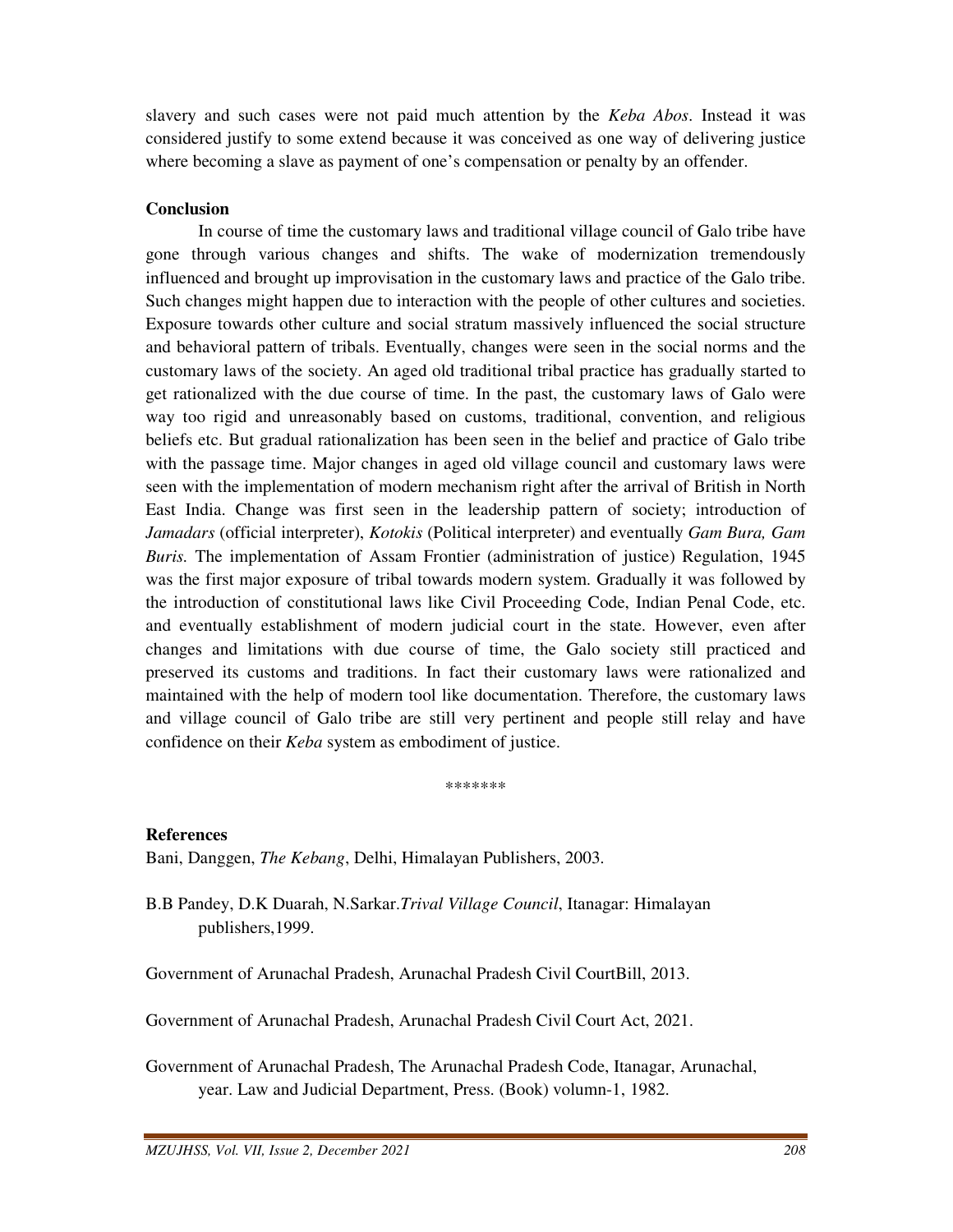slavery and such cases were not paid much attention by the *Keba Abos*. Instead it was considered justify to some extend because it was conceived as one way of delivering justice where becoming a slave as payment of one's compensation or penalty by an offender.

**Conclusion**

In course of time the customary laws and traditional village council of Galo tribe have gone through various changes and shifts. The wake of modernization tremendously influenced and brought up improvisation in the customary laws and practice of the Galo tribe. Such changes might happen due to interaction with the people of other cultures and societies. Exposure towards other culture and social stratum massively influenced the social structure and behavioral pattern of tribals. Eventually, changes were seen in the social norms and the customary laws of the society. An aged old traditional tribal practice has gradually started to get rationalized with the due course of time. In the past, the customary laws of Galo were way too rigid and unreasonably based on customs, traditional, convention, and religious beliefs etc. But gradual rationalization has been seen in the belief and practice of Galo tribe with the passage time. Major changes in aged old village council and customary laws were seen with the implementation of modern mechanism right after the arrival of British in North East India. Change was first seen in the leadership pattern of society; introduction of *Jamadars* (official interpreter), *Kotokis* (Political interpreter) and eventually *Gam Bura, Gam Buris.* The implementation of Assam Frontier (administration of justice) Regulation, 1945 was the first major exposure of tribal towards modern system. Gradually it was followed by the introduction of constitutional laws like Civil Proceeding Code, Indian Penal Code, etc. and eventually establishment of modern judicial court in the state. However, even after changes and limitations with due course of time, the Galo society still practiced and preserved its customs and traditions. In fact their customary laws were rationalized and maintained with the help of modern tool like documentation. Therefore, the customary laws and village council of Galo tribe are still very pertinent and people still relay and have confidence on their *Keba* system as embodiment of justice.

*******

**References**

Bani, Danggen, *The Kebang*, Delhi, Himalayan Publishers, 2003.

B.B Pandey, D.K Duarah, N.Sarkar.*Trival Village Council*, Itanagar: Himalayan publishers,1999.

Government of Arunachal Pradesh, Arunachal Pradesh Civil CourtBill, 2013.

Government of Arunachal Pradesh, Arunachal Pradesh Civil Court Act, 2021.

Government of Arunachal Pradesh, The Arunachal Pradesh Code, Itanagar, Arunachal, year. Law and Judicial Department, Press. (Book) volumn-1, 1982.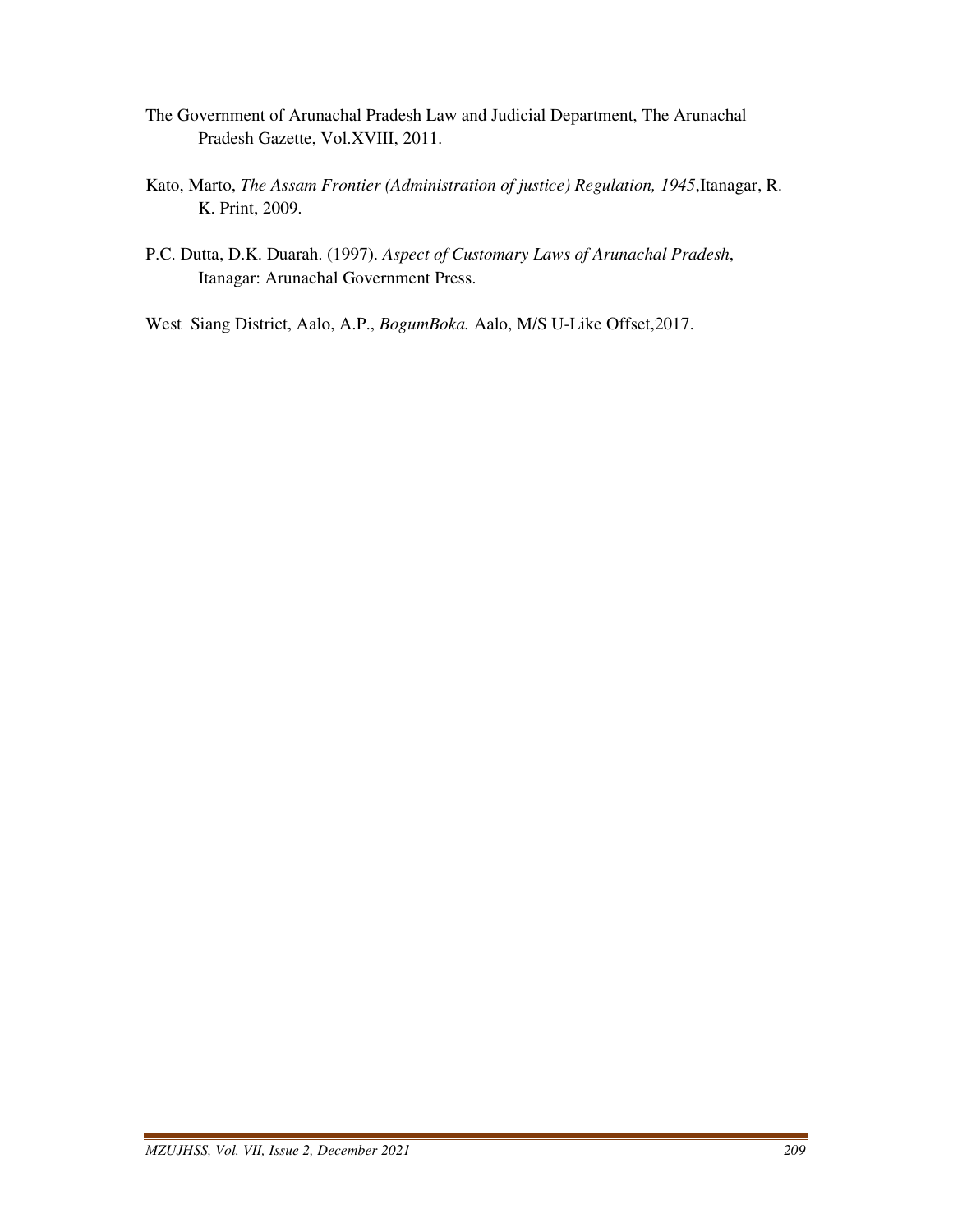The Government of Arunachal Pradesh Law and Judicial Department, The Arunachal Pradesh Gazette, Vol.XVIII, 2011.

Kato, Marto, *The Assam Frontier (Administration of justice) Regulation, 1945*,Itanagar, R. K. Print, 2009.

P.C. Dutta, D.K. Duarah. (1997). *Aspect of Customary Laws of Arunachal Pradesh*, Itanagar: Arunachal Government Press.

West Siang District, Aalo, A.P., *BogumBoka.* Aalo, M/S U-Like Offset,2017.